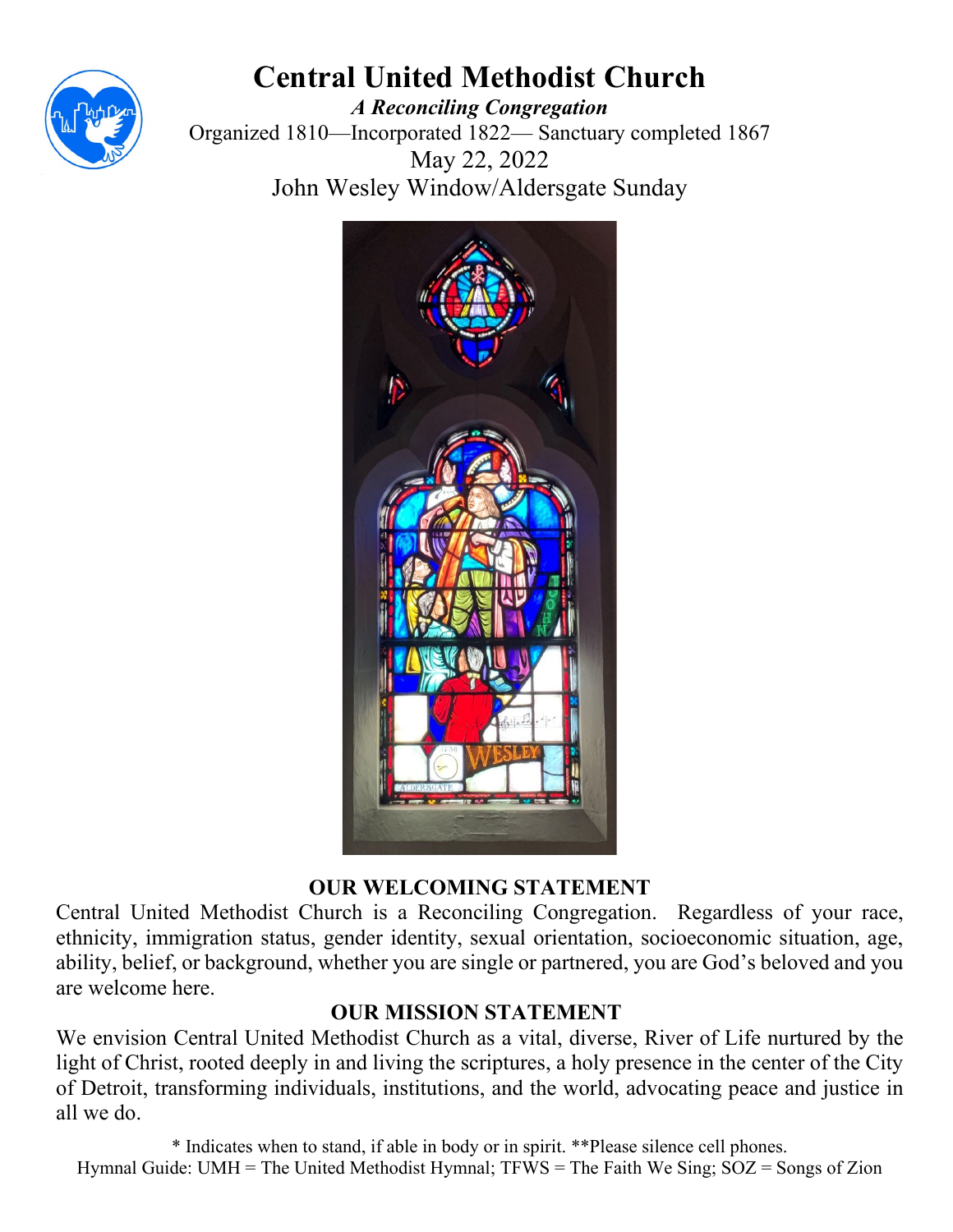# Central United Methodist Church

***A Reconciling Congregation***

Organized 1810—Incorporated 1822— Sanctuary completed 1867

May 22, 2022

John Wesley Window/Aldersgate Sunday

## OUR WELCOMING STATEMENT

Central United Methodist Church is a Reconciling Congregation. Regardless of your race, ethnicity, immigration status, gender identity, sexual orientation, socioeconomic situation, age, ability, belief, or background, whether you are single or partnered, you are God's beloved and you are welcome here.

## OUR MISSION STATEMENT

We envision Central United Methodist Church as a vital, diverse, River of Life nurtured by the light of Christ, rooted deeply in and living the scriptures, a holy presence in the center of the City of Detroit, transforming individuals, institutions, and the world, advocating peace and justice in all we do.

* Indicates when to stand, if able in body or in spirit. **Please silence cell phones.

Hymnal Guide: UMH = The United Methodist Hymnal; TFWS = The Faith We Sing; SOZ = Songs of Zion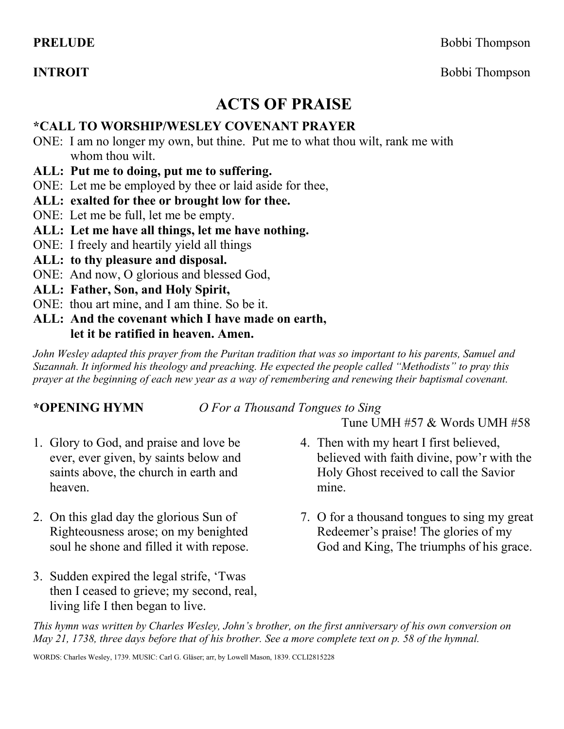**PRELUDE** Bobbi Thompson

**INTROIT** Bobbi Thompson

# ACTS OF PRAISE

### *CALL TO WORSHIP/WESLEY COVENANT PRAYER

ONE: I am no longer my own, but thine. Put me to what thou wilt, rank me with whom thou wilt.

**ALL: Put me to doing, put me to suffering.**

ONE: Let me be employed by thee or laid aside for thee,

**ALL: exalted for thee or brought low for thee.**

ONE: Let me be full, let me be empty.

**ALL: Let me have all things, let me have nothing.**

ONE: I freely and heartily yield all things

**ALL: to thy pleasure and disposal.**

ONE: And now, O glorious and blessed God,

**ALL: Father, Son, and Holy Spirit,**

ONE: thou art mine, and I am thine. So be it.

**ALL: And the covenant which I have made on earth, let it be ratified in heaven. Amen.**

*John Wesley adapted this prayer from the Puritan tradition that was so important to his parents, Samuel and Suzannah. It informed his theology and preaching. He expected the people called "Methodists" to pray this prayer at the beginning of each new year as a way of remembering and renewing their baptismal covenant.*

**\*OPENING HYMN** *O For a Thousand Tongues to Sing*
Tune UMH #57 & Words UMH #58

1. Glory to God, and praise and love be ever, ever given, by saints below and saints above, the church in earth and heaven.

2. On this glad day the glorious Sun of Righteousness arose; on my benighted soul he shone and filled it with repose.

3. Sudden expired the legal strife, 'Twas then I ceased to grieve; my second, real, living life I then began to live.

4. Then with my heart I first believed, believed with faith divine, pow'r with the Holy Ghost received to call the Savior mine.

7. O for a thousand tongues to sing my great Redeemer's praise! The glories of my God and King, The triumphs of his grace.

*This hymn was written by Charles Wesley, John's brother, on the first anniversary of his own conversion on May 21, 1738, three days before that of his brother. See a more complete text on p. 58 of the hymnal.*

WORDS: Charles Wesley, 1739. MUSIC: Carl G. Gläser; arr, by Lowell Mason, 1839. CCLI2815228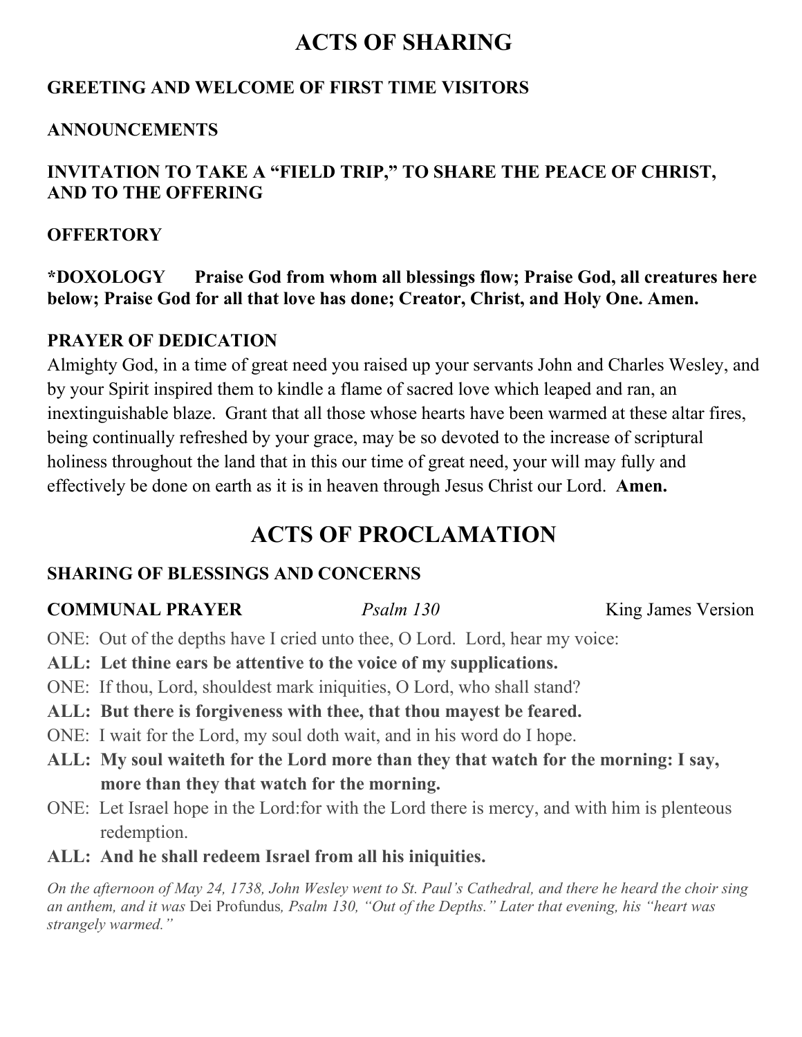# ACTS OF SHARING

**GREETING AND WELCOME OF FIRST TIME VISITORS**

**ANNOUNCEMENTS**

**INVITATION TO TAKE A "FIELD TRIP," TO SHARE THE PEACE OF CHRIST, AND TO THE OFFERING**

**OFFERTORY**

**\*DOXOLOGY Praise God from whom all blessings flow; Praise God, all creatures here below; Praise God for all that love has done; Creator, Christ, and Holy One. Amen.**

**PRAYER OF DEDICATION**

Almighty God, in a time of great need you raised up your servants John and Charles Wesley, and by your Spirit inspired them to kindle a flame of sacred love which leaped and ran, an inextinguishable blaze. Grant that all those whose hearts have been warmed at these altar fires, being continually refreshed by your grace, may be so devoted to the increase of scriptural holiness throughout the land that in this our time of great need, your will may fully and effectively be done on earth as it is in heaven through Jesus Christ our Lord. **Amen.**

# ACTS OF PROCLAMATION

**SHARING OF BLESSINGS AND CONCERNS**

**COMMUNAL PRAYER** *Psalm 130* King James Version

ONE: Out of the depths have I cried unto thee, O Lord. Lord, hear my voice:

**ALL: Let thine ears be attentive to the voice of my supplications.**

ONE: If thou, Lord, shouldest mark iniquities, O Lord, who shall stand?

**ALL: But there is forgiveness with thee, that thou mayest be feared.**

ONE: I wait for the Lord, my soul doth wait, and in his word do I hope.

**ALL: My soul waiteth for the Lord more than they that watch for the morning: I say, more than they that watch for the morning.**

ONE: Let Israel hope in the Lord:for with the Lord there is mercy, and with him is plenteous redemption.

**ALL: And he shall redeem Israel from all his iniquities.**

*On the afternoon of May 24, 1738, John Wesley went to St. Paul's Cathedral, and there he heard the choir sing an anthem, and it was* Dei Profundus*, Psalm 130, "Out of the Depths." Later that evening, his "heart was strangely warmed."*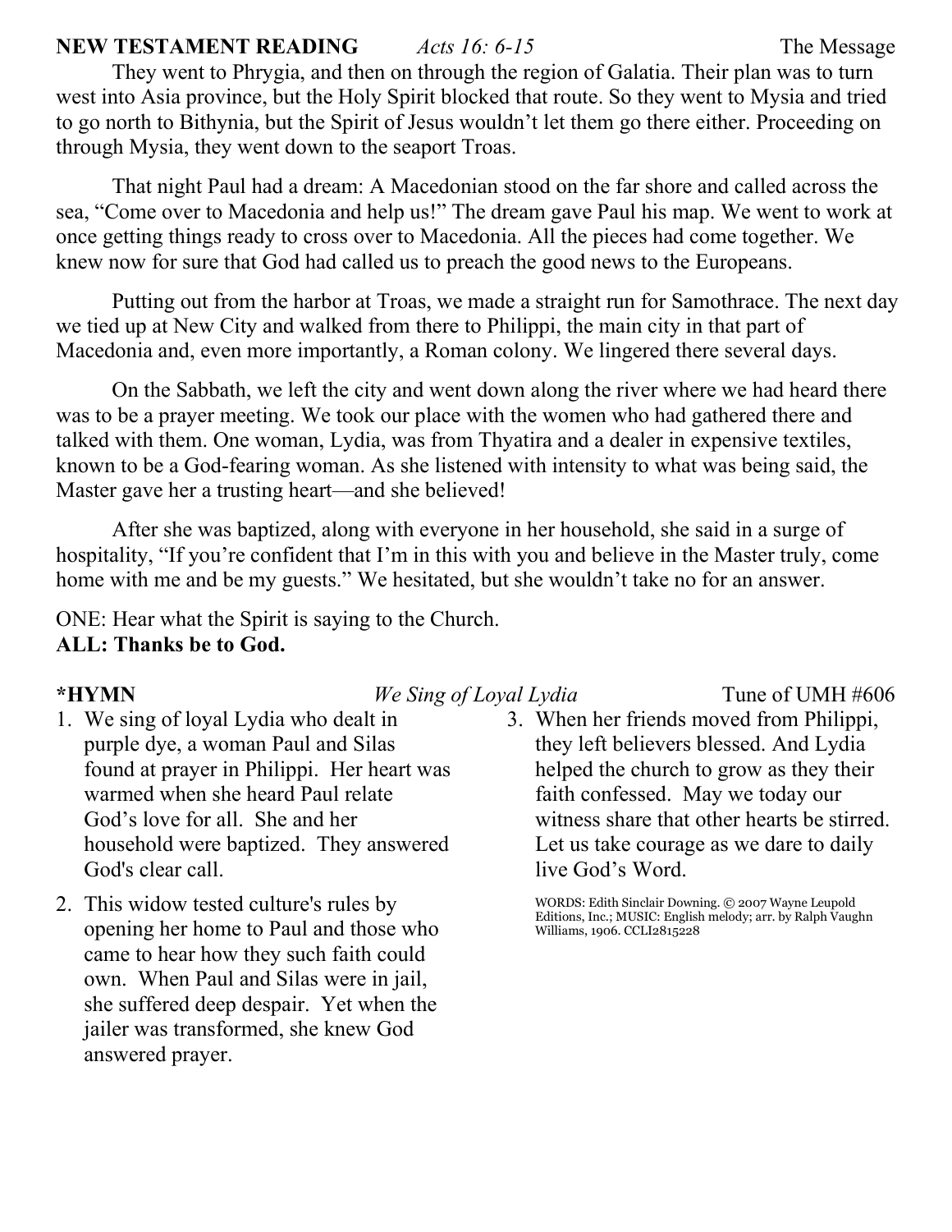**NEW TESTAMENT READING** *Acts 16: 6-15* The Message

They went to Phrygia, and then on through the region of Galatia. Their plan was to turn west into Asia province, but the Holy Spirit blocked that route. So they went to Mysia and tried to go north to Bithynia, but the Spirit of Jesus wouldn't let them go there either. Proceeding on through Mysia, they went down to the seaport Troas.

That night Paul had a dream: A Macedonian stood on the far shore and called across the sea, "Come over to Macedonia and help us!" The dream gave Paul his map. We went to work at once getting things ready to cross over to Macedonia. All the pieces had come together. We knew now for sure that God had called us to preach the good news to the Europeans.

Putting out from the harbor at Troas, we made a straight run for Samothrace. The next day we tied up at New City and walked from there to Philippi, the main city in that part of Macedonia and, even more importantly, a Roman colony. We lingered there several days.

On the Sabbath, we left the city and went down along the river where we had heard there was to be a prayer meeting. We took our place with the women who had gathered there and talked with them. One woman, Lydia, was from Thyatira and a dealer in expensive textiles, known to be a God-fearing woman. As she listened with intensity to what was being said, the Master gave her a trusting heart—and she believed!

After she was baptized, along with everyone in her household, she said in a surge of hospitality, "If you're confident that I'm in this with you and believe in the Master truly, come home with me and be my guests." We hesitated, but she wouldn't take no for an answer.

ONE: Hear what the Spirit is saying to the Church.
**ALL: Thanks be to God.**

**\*HYMN** *We Sing of Loyal Lydia* Tune of UMH #606

1. We sing of loyal Lydia who dealt in purple dye, a woman Paul and Silas found at prayer in Philippi. Her heart was warmed when she heard Paul relate God's love for all. She and her household were baptized. They answered God's clear call.

2. This widow tested culture's rules by opening her home to Paul and those who came to hear how they such faith could own. When Paul and Silas were in jail, she suffered deep despair. Yet when the jailer was transformed, she knew God answered prayer.

3. When her friends moved from Philippi, they left believers blessed. And Lydia helped the church to grow as they their faith confessed. May we today our witness share that other hearts be stirred. Let us take courage as we dare to daily live God's Word.

WORDS: Edith Sinclair Downing. © 2007 Wayne Leupold Editions, Inc.; MUSIC: English melody; arr. by Ralph Vaughn Williams, 1906. CCLI2815228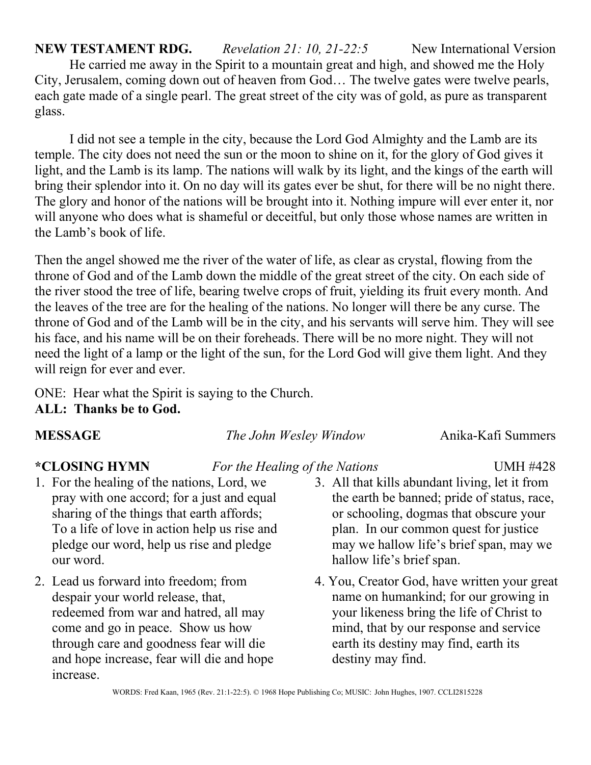**NEW TESTAMENT RDG.** *Revelation 21: 10, 21-22:5* New International Version

He carried me away in the Spirit to a mountain great and high, and showed me the Holy City, Jerusalem, coming down out of heaven from God… The twelve gates were twelve pearls, each gate made of a single pearl. The great street of the city was of gold, as pure as transparent glass.

I did not see a temple in the city, because the Lord God Almighty and the Lamb are its temple. The city does not need the sun or the moon to shine on it, for the glory of God gives it light, and the Lamb is its lamp. The nations will walk by its light, and the kings of the earth will bring their splendor into it. On no day will its gates ever be shut, for there will be no night there. The glory and honor of the nations will be brought into it. Nothing impure will ever enter it, nor will anyone who does what is shameful or deceitful, but only those whose names are written in the Lamb's book of life.

Then the angel showed me the river of the water of life, as clear as crystal, flowing from the throne of God and of the Lamb down the middle of the great street of the city. On each side of the river stood the tree of life, bearing twelve crops of fruit, yielding its fruit every month. And the leaves of the tree are for the healing of the nations. No longer will there be any curse. The throne of God and of the Lamb will be in the city, and his servants will serve him. They will see his face, and his name will be on their foreheads. There will be no more night. They will not need the light of a lamp or the light of the sun, for the Lord God will give them light. And they will reign for ever and ever.

ONE: Hear what the Spirit is saying to the Church.
**ALL: Thanks be to God.**

**MESSAGE** *The John Wesley Window* Anika-Kafi Summers

**\*CLOSING HYMN** *For the Healing of the Nations* UMH #428

1. For the healing of the nations, Lord, we pray with one accord; for a just and equal sharing of the things that earth affords; To a life of love in action help us rise and pledge our word, help us rise and pledge our word.
2. Lead us forward into freedom; from despair your world release, that, redeemed from war and hatred, all may come and go in peace. Show us how through care and goodness fear will die and hope increase, fear will die and hope increase.
3. All that kills abundant living, let it from the earth be banned; pride of status, race, or schooling, dogmas that obscure your plan. In our common quest for justice may we hallow life's brief span, may we hallow life's brief span.
4. You, Creator God, have written your great name on humankind; for our growing in your likeness bring the life of Christ to mind, that by our response and service earth its destiny may find, earth its destiny may find.

WORDS: Fred Kaan, 1965 (Rev. 21:1-22:5). © 1968 Hope Publishing Co; MUSIC: John Hughes, 1907. CCLI2815228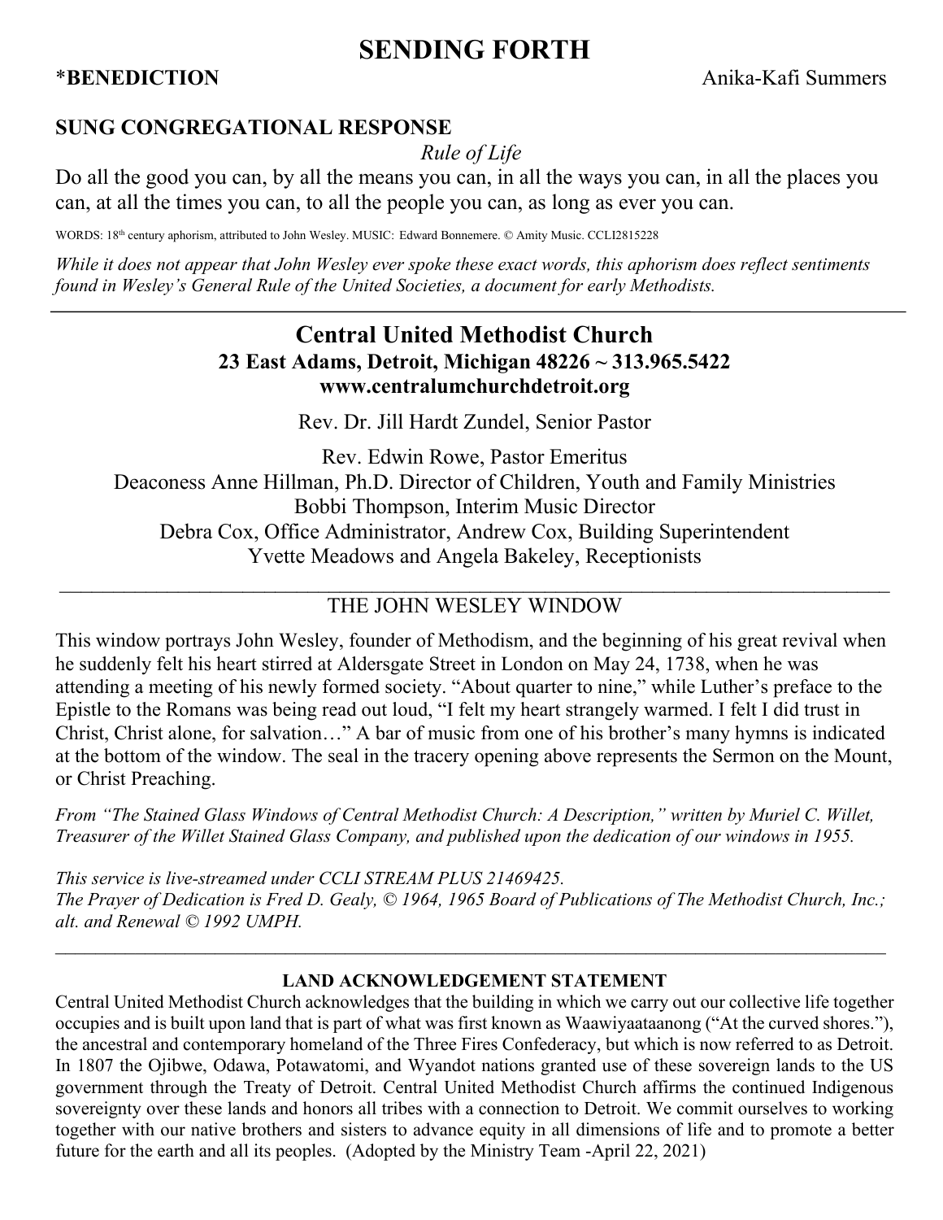# SENDING FORTH

**\*BENEDICTION** Anika-Kafi Summers

**SUNG CONGREGATIONAL RESPONSE**

*Rule of Life*

Do all the good you can, by all the means you can, in all the ways you can, in all the places you can, at all the times you can, to all the people you can, as long as ever you can.

WORDS: 18th century aphorism, attributed to John Wesley. MUSIC: Edward Bonnemere. © Amity Music. CCLI2815228

*While it does not appear that John Wesley ever spoke these exact words, this aphorism does reflect sentiments found in Wesley's General Rule of the United Societies, a document for early Methodists.*

---

## Central United Methodist Church

**23 East Adams, Detroit, Michigan 48226 ~ 313.965.5422**
**www.centralumchurchdetroit.org**

Rev. Dr. Jill Hardt Zundel, Senior Pastor

Rev. Edwin Rowe, Pastor Emeritus
Deaconess Anne Hillman, Ph.D. Director of Children, Youth and Family Ministries
Bobbi Thompson, Interim Music Director
Debra Cox, Office Administrator, Andrew Cox, Building Superintendent
Yvette Meadows and Angela Bakeley, Receptionists

---

THE JOHN WESLEY WINDOW

This window portrays John Wesley, founder of Methodism, and the beginning of his great revival when he suddenly felt his heart stirred at Aldersgate Street in London on May 24, 1738, when he was attending a meeting of his newly formed society. "About quarter to nine," while Luther's preface to the Epistle to the Romans was being read out loud, "I felt my heart strangely warmed. I felt I did trust in Christ, Christ alone, for salvation…" A bar of music from one of his brother's many hymns is indicated at the bottom of the window. The seal in the tracery opening above represents the Sermon on the Mount, or Christ Preaching.

*From "The Stained Glass Windows of Central Methodist Church: A Description," written by Muriel C. Willet, Treasurer of the Willet Stained Glass Company, and published upon the dedication of our windows in 1955.*

*This service is live-streamed under CCLI STREAM PLUS 21469425.*
*The Prayer of Dedication is Fred D. Gealy, © 1964, 1965 Board of Publications of The Methodist Church, Inc.; alt. and Renewal © 1992 UMPH.*

---

**LAND ACKNOWLEDGEMENT STATEMENT**

Central United Methodist Church acknowledges that the building in which we carry out our collective life together occupies and is built upon land that is part of what was first known as Waawiyaataanong ("At the curved shores."), the ancestral and contemporary homeland of the Three Fires Confederacy, but which is now referred to as Detroit. In 1807 the Ojibwe, Odawa, Potawatomi, and Wyandot nations granted use of these sovereign lands to the US government through the Treaty of Detroit. Central United Methodist Church affirms the continued Indigenous sovereignty over these lands and honors all tribes with a connection to Detroit. We commit ourselves to working together with our native brothers and sisters to advance equity in all dimensions of life and to promote a better future for the earth and all its peoples. (Adopted by the Ministry Team -April 22, 2021)